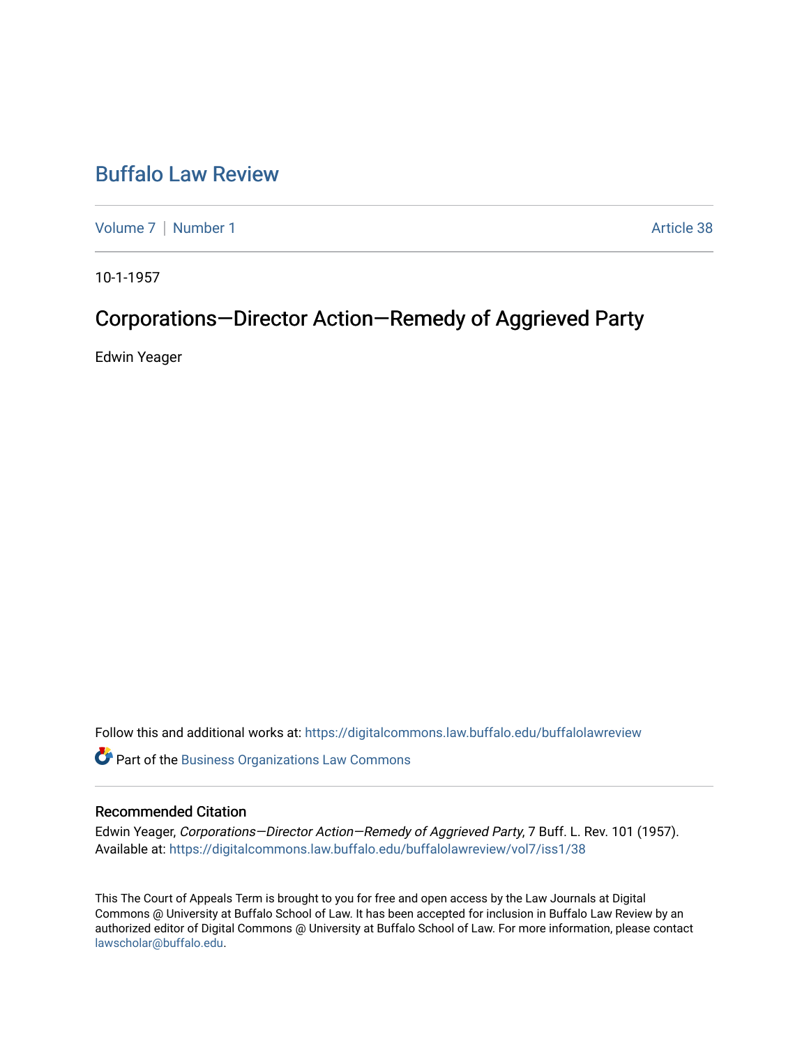# Buffalo Law Review

Volume 7 | Number 1 | Article 38

10-1-1957

## Corporations—Director Action—Remedy of Aggrieved Party

Edwin Yeager

Follow this and additional works at: https://digitalcommons.law.buffalo.edu/buffalolawreview

Part of the Business Organizations Law Commons

### Recommended Citation

Edwin Yeager, *Corporations—Director Action—Remedy of Aggrieved Party*, 7 Buff. L. Rev. 101 (1957).
Available at: https://digitalcommons.law.buffalo.edu/buffalolawreview/vol7/iss1/38

This The Court of Appeals Term is brought to you for free and open access by the Law Journals at Digital Commons @ University at Buffalo School of Law. It has been accepted for inclusion in Buffalo Law Review by an authorized editor of Digital Commons @ University at Buffalo School of Law. For more information, please contact lawscholar@buffalo.edu.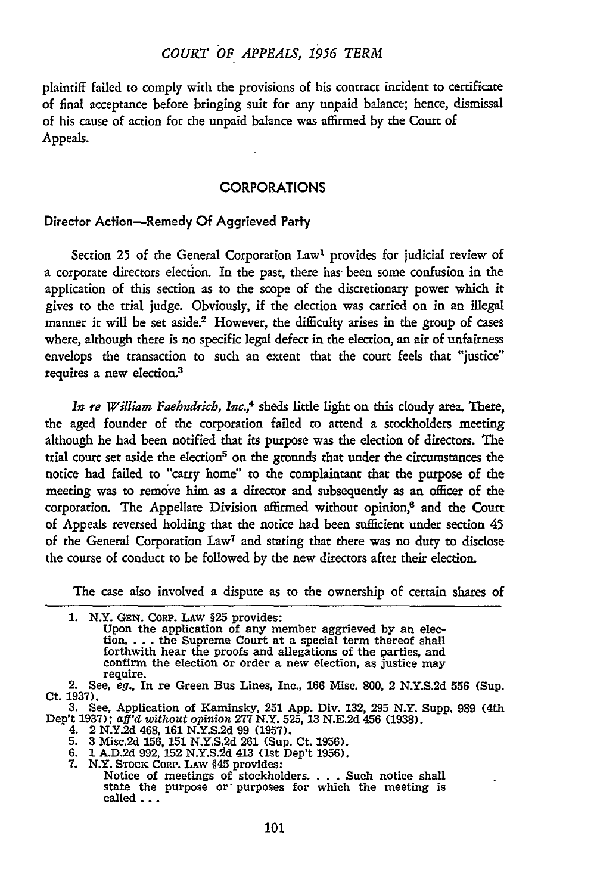plaintiff failed to comply with the provisions of his contract incident to certificate of final acceptance before bringing suit for any unpaid balance; hence, dismissal of his cause of action for the unpaid balance was affirmed by the Court of Appeals.

## CORPORATIONS

### Director Action—Remedy Of Aggrieved Party

Section 25 of the General Corporation Law[1] provides for judicial review of a corporate directors election. In the past, there has been some confusion in the application of this section as to the scope of the discretionary power which it gives to the trial judge. Obviously, if the election was carried on in an illegal manner it will be set aside.[2] However, the difficulty arises in the group of cases where, although there is no specific legal defect in the election, an air of unfairness envelops the transaction to such an extent that the court feels that "justice" requires a new election.[3]

*In re William Faehndrich, Inc.*,[4] sheds little light on this cloudy area. There, the aged founder of the corporation failed to attend a stockholders meeting although he had been notified that its purpose was the election of directors. The trial court set aside the election[5] on the grounds that under the circumstances the notice had failed to "carry home" to the complaintant that the purpose of the meeting was to remove him as a director and subsequently as an officer of the corporation. The Appellate Division affirmed without opinion,[6] and the Court of Appeals reversed holding that the notice had been sufficient under section 45 of the General Corporation Law[7] and stating that there was no duty to disclose the course of conduct to be followed by the new directors after their election.

The case also involved a dispute as to the ownership of certain shares of

---

1. N.Y. GEN. CORP. LAW §25 provides:
   Upon the application of any member aggrieved by an election, . . . the Supreme Court at a special term thereof shall forthwith hear the proofs and allegations of the parties, and confirm the election or order a new election, as justice may require.
2. See, *eg.*, In re Green Bus Lines, Inc., 166 Misc. 800, 2 N.Y.S.2d 556 (Sup. Ct. 1937).
3. See, Application of Kaminsky, 251 App. Div. 132, 295 N.Y. Supp. 989 (4th Dep't 1937); *aff'd without opinion* 277 N.Y. 525, 13 N.E.2d 456 (1938).
4. 2 N.Y.2d 468, 161 N.Y.S.2d 99 (1957).
5. 3 Misc.2d 156, 151 N.Y.S.2d 261 (Sup. Ct. 1956).
6. 1 A.D.2d 992, 152 N.Y.S.2d 413 (1st Dep't 1956).
7. N.Y. STOCK CORP. LAW §45 provides:
   Notice of meetings of stockholders. . . . Such notice shall state the purpose or purposes for which the meeting is called . . .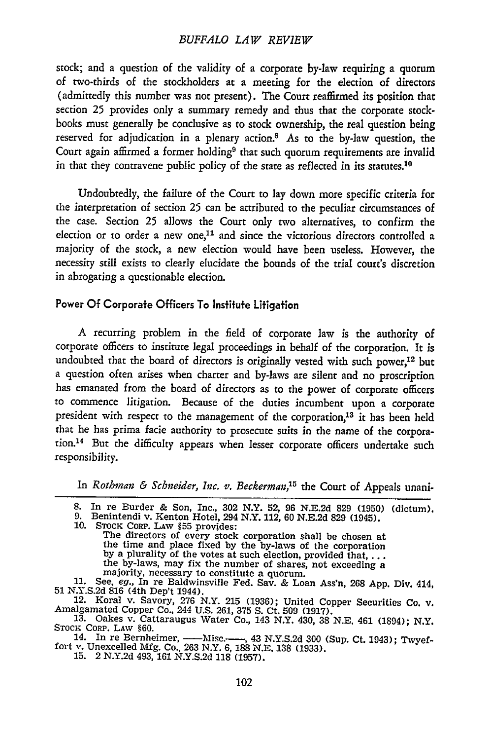stock; and a question of the validity of a corporate by-law requiring a quorum of two-thirds of the stockholders at a meeting for the election of directors (admittedly this number was not present). The Court reaffirmed its position that section 25 provides only a summary remedy and thus that the corporate stock-books must generally be conclusive as to stock ownership, the real question being reserved for adjudication in a plenary action.[8] As to the by-law question, the Court again affirmed a former holding[9] that such quorum requirements are invalid in that they contravene public policy of the state as reflected in its statutes.[10]

Undoubtedly, the failure of the Court to lay down more specific criteria for the interpretation of section 25 can be attributed to the peculiar circumstances of the case. Section 25 allows the Court only two alternatives, to confirm the election or to order a new one,[11] and since the victorious directors controlled a majority of the stock, a new election would have been useless. However, the necessity still exists to clearly elucidate the bounds of the trial court's discretion in abrogating a questionable election.

### Power Of Corporate Officers To Institute Litigation

A recurring problem in the field of corporate law is the authority of corporate officers to institute legal proceedings in behalf of the corporation. It is undoubted that the board of directors is originally vested with such power,[12] but a question often arises when charter and by-laws are silent and no proscription has emanated from the board of directors as to the power of corporate officers to commence litigation. Because of the duties incumbent upon a corporate president with respect to the management of the corporation,[13] it has been held that he has prima facie authority to prosecute suits in the name of the corporation.[14] But the difficulty appears when lesser corporate officers undertake such responsibility.

In *Rothman & Schneider, Inc. v. Beckerman*,[15] the Court of Appeals unani-

---

8. In re Burder & Son, Inc., 302 N.Y. 52, 96 N.E.2d 829 (1950) (dictum).

9. Benintendi v. Kenton Hotel, 294 N.Y. 112, 60 N.E.2d 829 (1945).

10. Stock Corp. Law §55 provides:
The directors of every stock corporation shall be chosen at the time and place fixed by the by-laws of the corporation by a plurality of the votes at such election, provided that, . . . the by-laws, may fix the number of shares, not exceeding a majority, necessary to constitute a quorum.

11. See, *e.g.*, In re Baldwinsville Fed. Sav. & Loan Ass'n, 268 App. Div. 414, 51 N.Y.S.2d 816 (4th Dep't 1944).

12. Koral v. Savory, 276 N.Y. 215 (1936); United Copper Securities Co. v. Amalgamated Copper Co., 244 U.S. 261, 375 S. Ct. 509 (1917).

13. Oakes v. Cattaraugus Water Co., 143 N.Y. 430, 38 N.E. 461 (1894); N.Y. Stock Corp. Law §60.

14. In re Bernheimer, ——Misc.——, 43 N.Y.S.2d 300 (Sup. Ct. 1943); Twyeffort v. Unexcelled Mfg. Co., 263 N.Y. 6, 188 N.E. 138 (1933).

15. 2 N.Y.2d 493, 161 N.Y.S.2d 118 (1957).